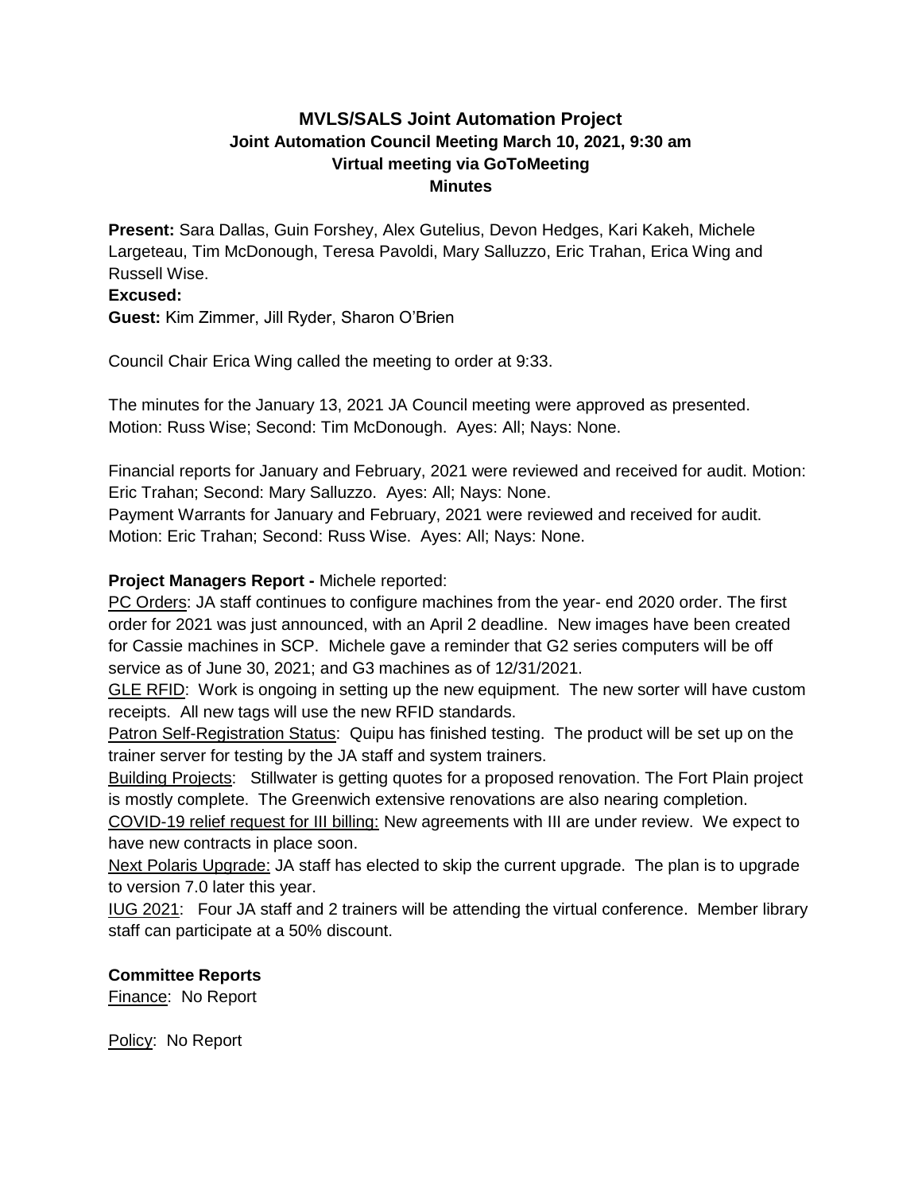# MVLS/SALS Joint Automation Project
## Joint Automation Council Meeting March 10, 2021, 9:30 am
## Virtual meeting via GoToMeeting
## Minutes

**Present:** Sara Dallas, Guin Forshey, Alex Gutelius, Devon Hedges, Kari Kakeh, Michele Largeteau, Tim McDonough, Teresa Pavoldi, Mary Salluzzo, Eric Trahan, Erica Wing and Russell Wise.

**Excused:**

**Guest:** Kim Zimmer, Jill Ryder, Sharon O'Brien

Council Chair Erica Wing called the meeting to order at 9:33.

The minutes for the January 13, 2021 JA Council meeting were approved as presented. Motion: Russ Wise; Second: Tim McDonough. Ayes: All; Nays: None.

Financial reports for January and February, 2021 were reviewed and received for audit. Motion: Eric Trahan; Second: Mary Salluzzo. Ayes: All; Nays: None.
Payment Warrants for January and February, 2021 were reviewed and received for audit. Motion: Eric Trahan; Second: Russ Wise. Ayes: All; Nays: None.

**Project Managers Report -** Michele reported:

PC Orders: JA staff continues to configure machines from the year- end 2020 order. The first order for 2021 was just announced, with an April 2 deadline. New images have been created for Cassie machines in SCP. Michele gave a reminder that G2 series computers will be off service as of June 30, 2021; and G3 machines as of 12/31/2021.

GLE RFID: Work is ongoing in setting up the new equipment. The new sorter will have custom receipts. All new tags will use the new RFID standards.

Patron Self-Registration Status: Quipu has finished testing. The product will be set up on the trainer server for testing by the JA staff and system trainers.

Building Projects: Stillwater is getting quotes for a proposed renovation. The Fort Plain project is mostly complete. The Greenwich extensive renovations are also nearing completion.

COVID-19 relief request for III billing: New agreements with III are under review. We expect to have new contracts in place soon.

Next Polaris Upgrade: JA staff has elected to skip the current upgrade. The plan is to upgrade to version 7.0 later this year.

IUG 2021: Four JA staff and 2 trainers will be attending the virtual conference. Member library staff can participate at a 50% discount.

**Committee Reports**

Finance: No Report

Policy: No Report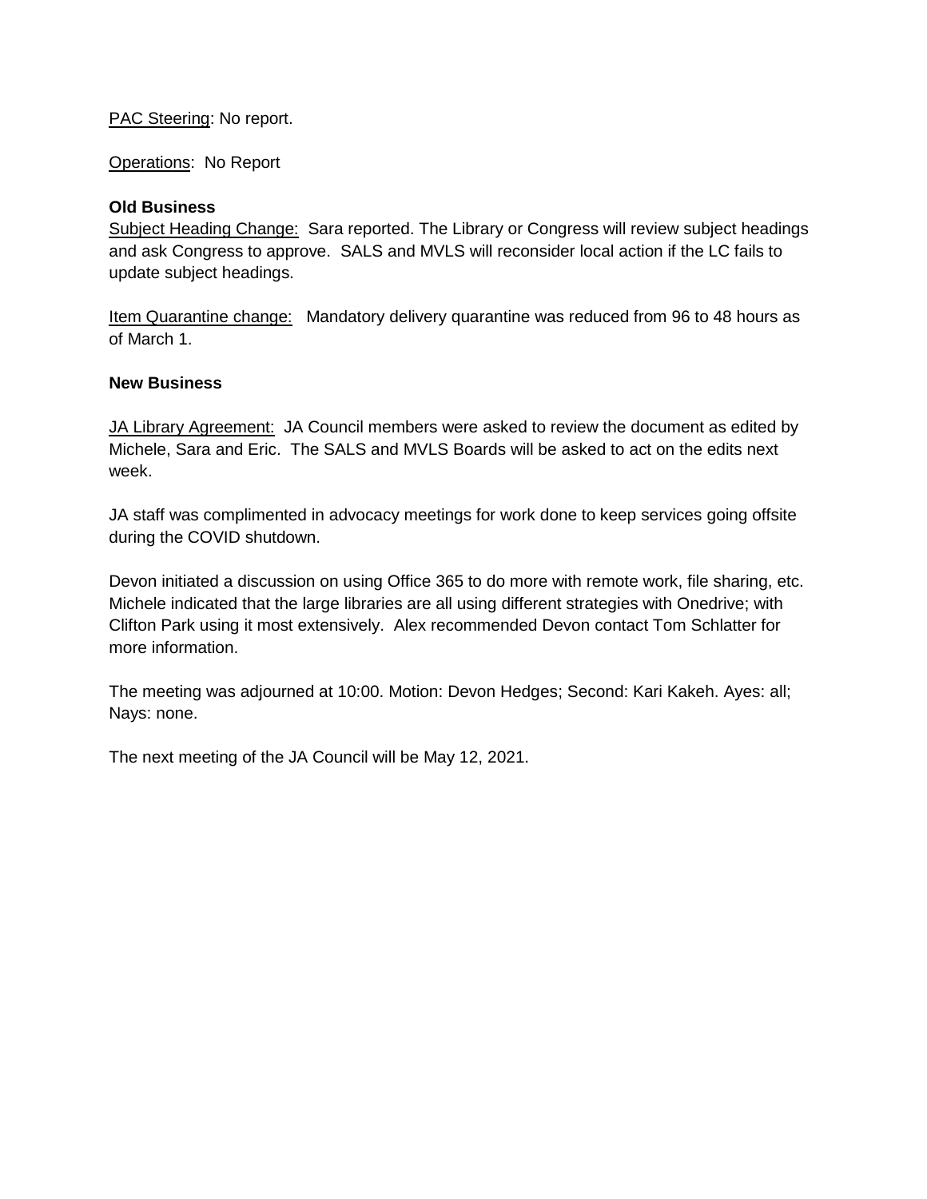PAC Steering: No report.

Operations: No Report

**Old Business**

Subject Heading Change: Sara reported. The Library or Congress will review subject headings and ask Congress to approve. SALS and MVLS will reconsider local action if the LC fails to update subject headings.

Item Quarantine change: Mandatory delivery quarantine was reduced from 96 to 48 hours as of March 1.

**New Business**

JA Library Agreement: JA Council members were asked to review the document as edited by Michele, Sara and Eric. The SALS and MVLS Boards will be asked to act on the edits next week.

JA staff was complimented in advocacy meetings for work done to keep services going offsite during the COVID shutdown.

Devon initiated a discussion on using Office 365 to do more with remote work, file sharing, etc. Michele indicated that the large libraries are all using different strategies with Onedrive; with Clifton Park using it most extensively. Alex recommended Devon contact Tom Schlatter for more information.

The meeting was adjourned at 10:00. Motion: Devon Hedges; Second: Kari Kakeh. Ayes: all; Nays: none.

The next meeting of the JA Council will be May 12, 2021.